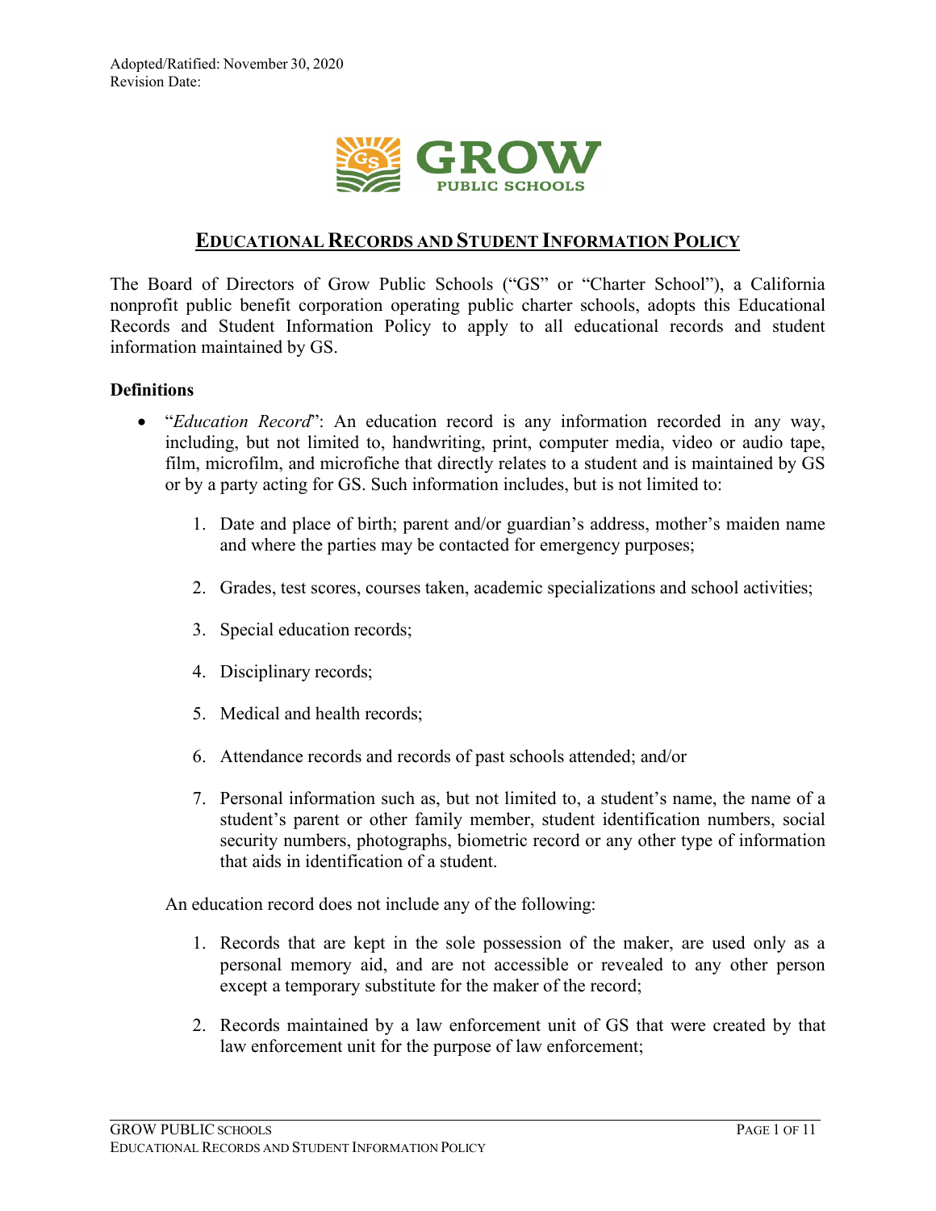Adopted/Ratified: November 30, 2020
Revision Date:

GROW PUBLIC SCHOOLS

# EDUCATIONAL RECORDS AND STUDENT INFORMATION POLICY

The Board of Directors of Grow Public Schools ("GS" or "Charter School"), a California nonprofit public benefit corporation operating public charter schools, adopts this Educational Records and Student Information Policy to apply to all educational records and student information maintained by GS.

**Definitions**

- "*Education Record*": An education record is any information recorded in any way, including, but not limited to, handwriting, print, computer media, video or audio tape, film, microfilm, and microfiche that directly relates to a student and is maintained by GS or by a party acting for GS. Such information includes, but is not limited to:

  1. Date and place of birth; parent and/or guardian's address, mother's maiden name and where the parties may be contacted for emergency purposes;
  2. Grades, test scores, courses taken, academic specializations and school activities;
  3. Special education records;
  4. Disciplinary records;
  5. Medical and health records;
  6. Attendance records and records of past schools attended; and/or
  7. Personal information such as, but not limited to, a student's name, the name of a student's parent or other family member, student identification numbers, social security numbers, photographs, biometric record or any other type of information that aids in identification of a student.

  An education record does not include any of the following:

  1. Records that are kept in the sole possession of the maker, are used only as a personal memory aid, and are not accessible or revealed to any other person except a temporary substitute for the maker of the record;
  2. Records maintained by a law enforcement unit of GS that were created by that law enforcement unit for the purpose of law enforcement;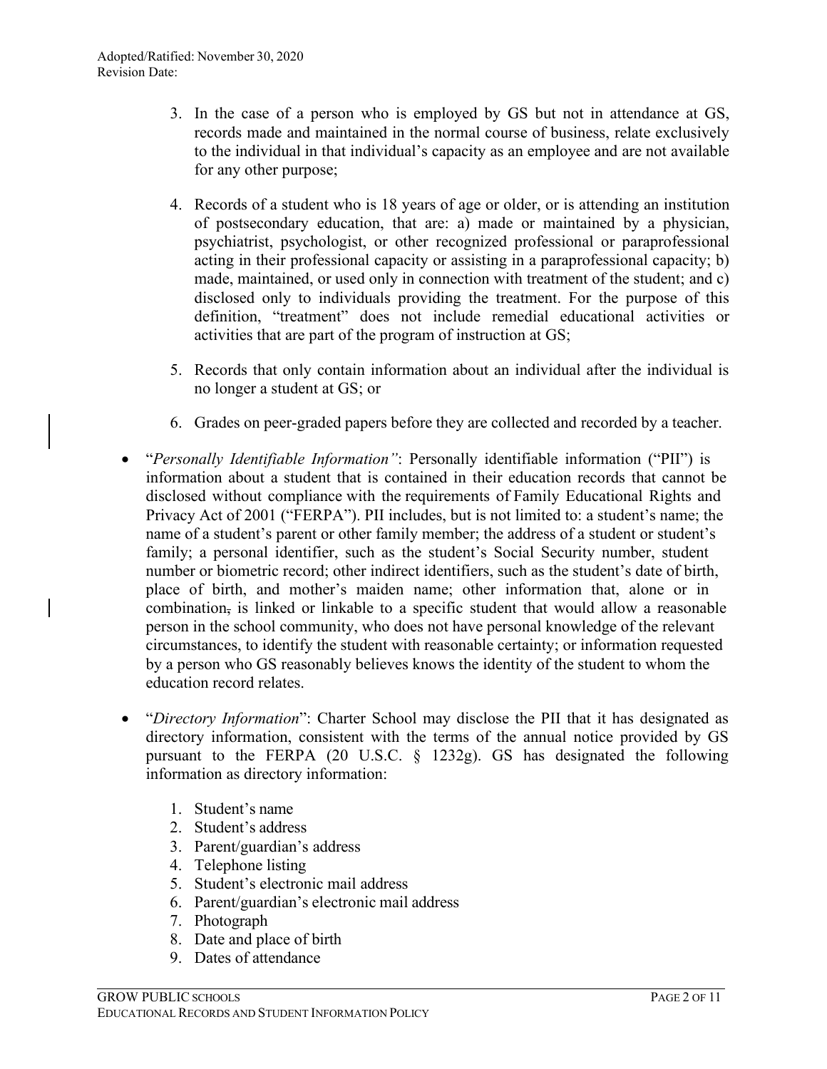3. In the case of a person who is employed by GS but not in attendance at GS, records made and maintained in the normal course of business, relate exclusively to the individual in that individual's capacity as an employee and are not available for any other purpose;

4. Records of a student who is 18 years of age or older, or is attending an institution of postsecondary education, that are: a) made or maintained by a physician, psychiatrist, psychologist, or other recognized professional or paraprofessional acting in their professional capacity or assisting in a paraprofessional capacity; b) made, maintained, or used only in connection with treatment of the student; and c) disclosed only to individuals providing the treatment. For the purpose of this definition, "treatment" does not include remedial educational activities or activities that are part of the program of instruction at GS;

5. Records that only contain information about an individual after the individual is no longer a student at GS; or

6. Grades on peer-graded papers before they are collected and recorded by a teacher.

- "*Personally Identifiable Information"*: Personally identifiable information ("PII") is information about a student that is contained in their education records that cannot be disclosed without compliance with the requirements of Family Educational Rights and Privacy Act of 2001 ("FERPA"). PII includes, but is not limited to: a student's name; the name of a student's parent or other family member; the address of a student or student's family; a personal identifier, such as the student's Social Security number, student number or biometric record; other indirect identifiers, such as the student's date of birth, place of birth, and mother's maiden name; other information that, alone or in combination, is linked or linkable to a specific student that would allow a reasonable person in the school community, who does not have personal knowledge of the relevant circumstances, to identify the student with reasonable certainty; or information requested by a person who GS reasonably believes knows the identity of the student to whom the education record relates.

- "*Directory Information*": Charter School may disclose the PII that it has designated as directory information, consistent with the terms of the annual notice provided by GS pursuant to the FERPA (20 U.S.C. § 1232g). GS has designated the following information as directory information:

  1. Student's name
  2. Student's address
  3. Parent/guardian's address
  4. Telephone listing
  5. Student's electronic mail address
  6. Parent/guardian's electronic mail address
  7. Photograph
  8. Date and place of birth
  9. Dates of attendance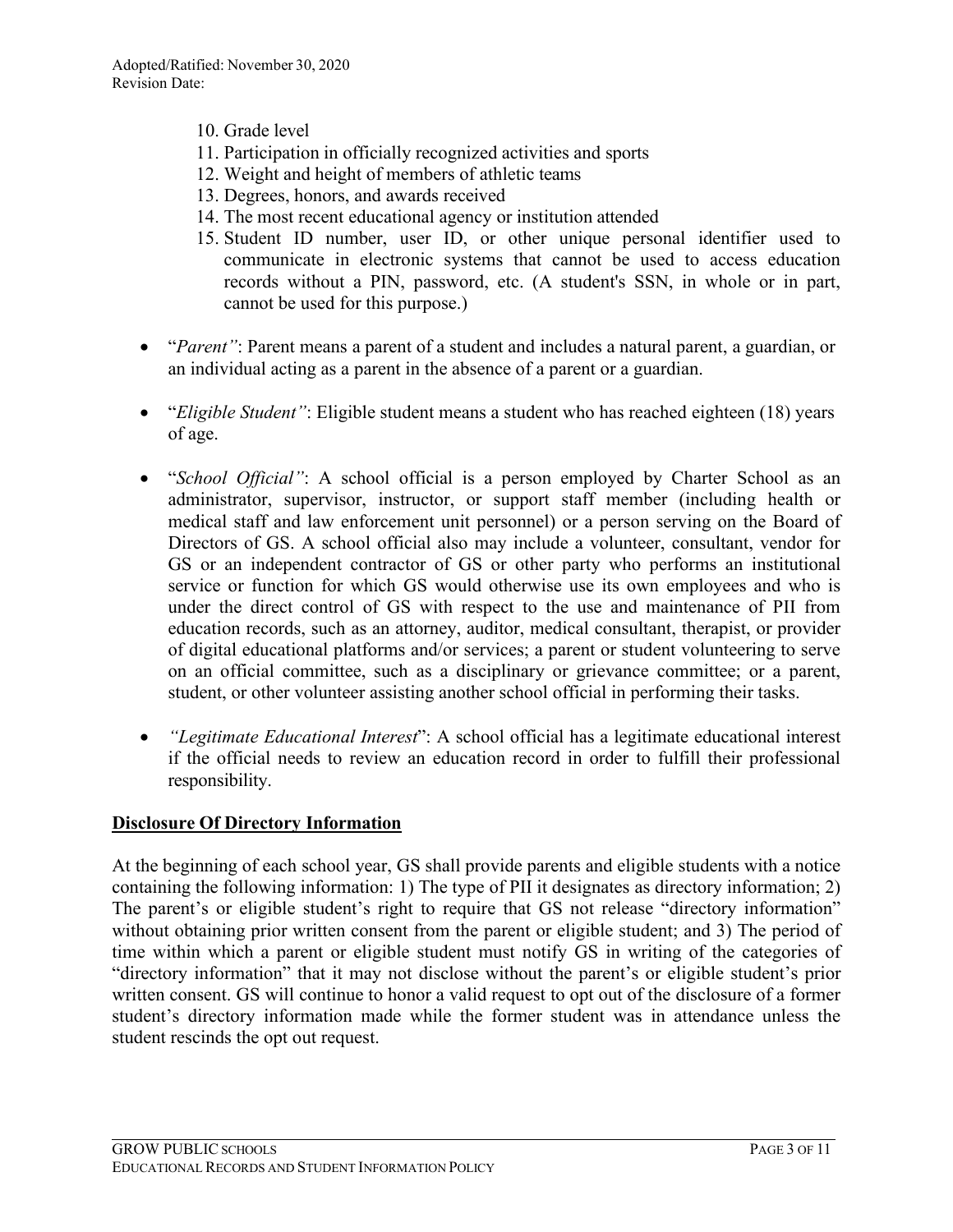10. Grade level
11. Participation in officially recognized activities and sports
12. Weight and height of members of athletic teams
13. Degrees, honors, and awards received
14. The most recent educational agency or institution attended
15. Student ID number, user ID, or other unique personal identifier used to communicate in electronic systems that cannot be used to access education records without a PIN, password, etc. (A student's SSN, in whole or in part, cannot be used for this purpose.)

- "*Parent"*: Parent means a parent of a student and includes a natural parent, a guardian, or an individual acting as a parent in the absence of a parent or a guardian.

- "*Eligible Student"*: Eligible student means a student who has reached eighteen (18) years of age.

- "*School Official"*: A school official is a person employed by Charter School as an administrator, supervisor, instructor, or support staff member (including health or medical staff and law enforcement unit personnel) or a person serving on the Board of Directors of GS. A school official also may include a volunteer, consultant, vendor for GS or an independent contractor of GS or other party who performs an institutional service or function for which GS would otherwise use its own employees and who is under the direct control of GS with respect to the use and maintenance of PII from education records, such as an attorney, auditor, medical consultant, therapist, or provider of digital educational platforms and/or services; a parent or student volunteering to serve on an official committee, such as a disciplinary or grievance committee; or a parent, student, or other volunteer assisting another school official in performing their tasks.

- *"Legitimate Educational Interest*": A school official has a legitimate educational interest if the official needs to review an education record in order to fulfill their professional responsibility.

**Disclosure Of Directory Information**

At the beginning of each school year, GS shall provide parents and eligible students with a notice containing the following information: 1) The type of PII it designates as directory information; 2) The parent's or eligible student's right to require that GS not release "directory information" without obtaining prior written consent from the parent or eligible student; and 3) The period of time within which a parent or eligible student must notify GS in writing of the categories of "directory information" that it may not disclose without the parent's or eligible student's prior written consent. GS will continue to honor a valid request to opt out of the disclosure of a former student's directory information made while the former student was in attendance unless the student rescinds the opt out request.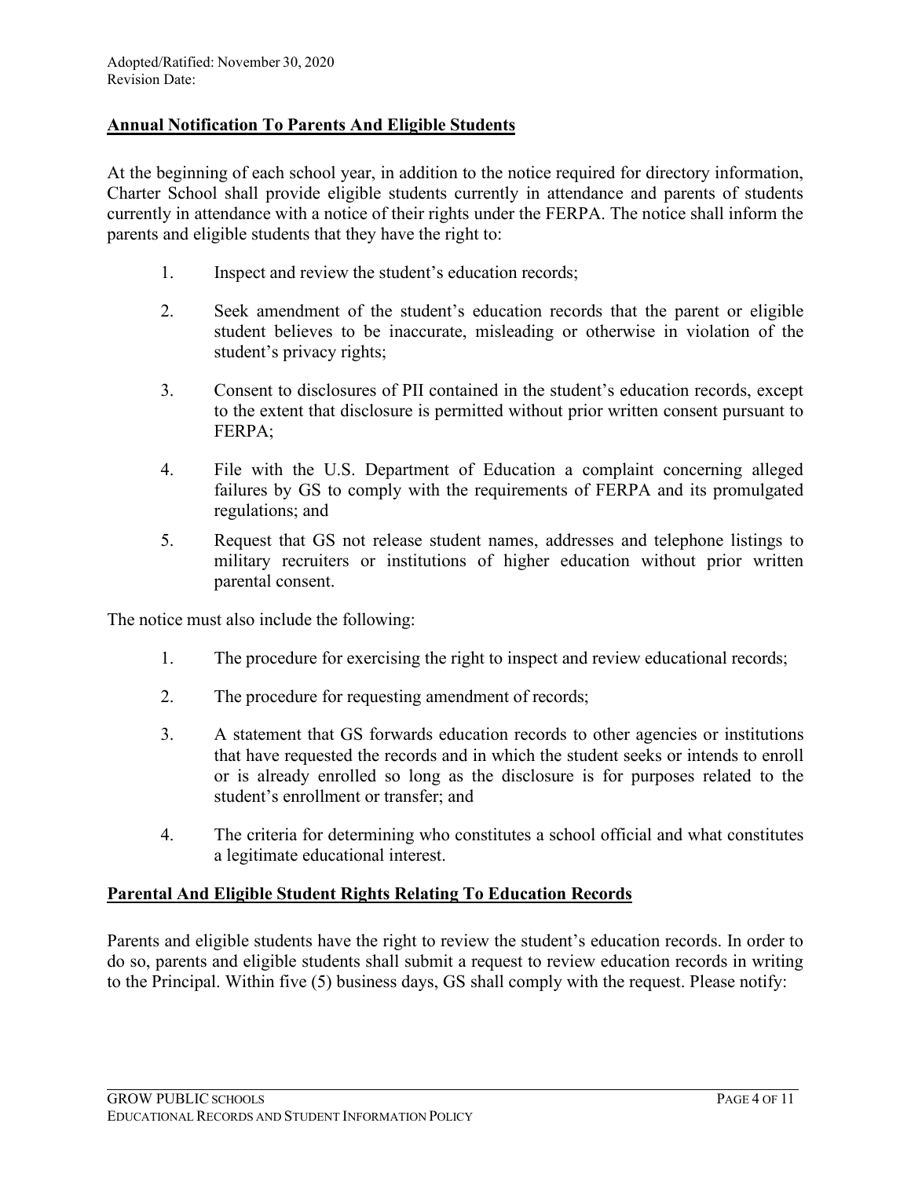Adopted/Ratified: November 30, 2020
Revision Date:

**Annual Notification To Parents And Eligible Students**

At the beginning of each school year, in addition to the notice required for directory information, Charter School shall provide eligible students currently in attendance and parents of students currently in attendance with a notice of their rights under the FERPA. The notice shall inform the parents and eligible students that they have the right to:

1. Inspect and review the student's education records;
2. Seek amendment of the student's education records that the parent or eligible student believes to be inaccurate, misleading or otherwise in violation of the student's privacy rights;
3. Consent to disclosures of PII contained in the student's education records, except to the extent that disclosure is permitted without prior written consent pursuant to FERPA;
4. File with the U.S. Department of Education a complaint concerning alleged failures by GS to comply with the requirements of FERPA and its promulgated regulations; and
5. Request that GS not release student names, addresses and telephone listings to military recruiters or institutions of higher education without prior written parental consent.

The notice must also include the following:

1. The procedure for exercising the right to inspect and review educational records;
2. The procedure for requesting amendment of records;
3. A statement that GS forwards education records to other agencies or institutions that have requested the records and in which the student seeks or intends to enroll or is already enrolled so long as the disclosure is for purposes related to the student's enrollment or transfer; and
4. The criteria for determining who constitutes a school official and what constitutes a legitimate educational interest.

**Parental And Eligible Student Rights Relating To Education Records**

Parents and eligible students have the right to review the student's education records. In order to do so, parents and eligible students shall submit a request to review education records in writing to the Principal. Within five (5) business days, GS shall comply with the request. Please notify: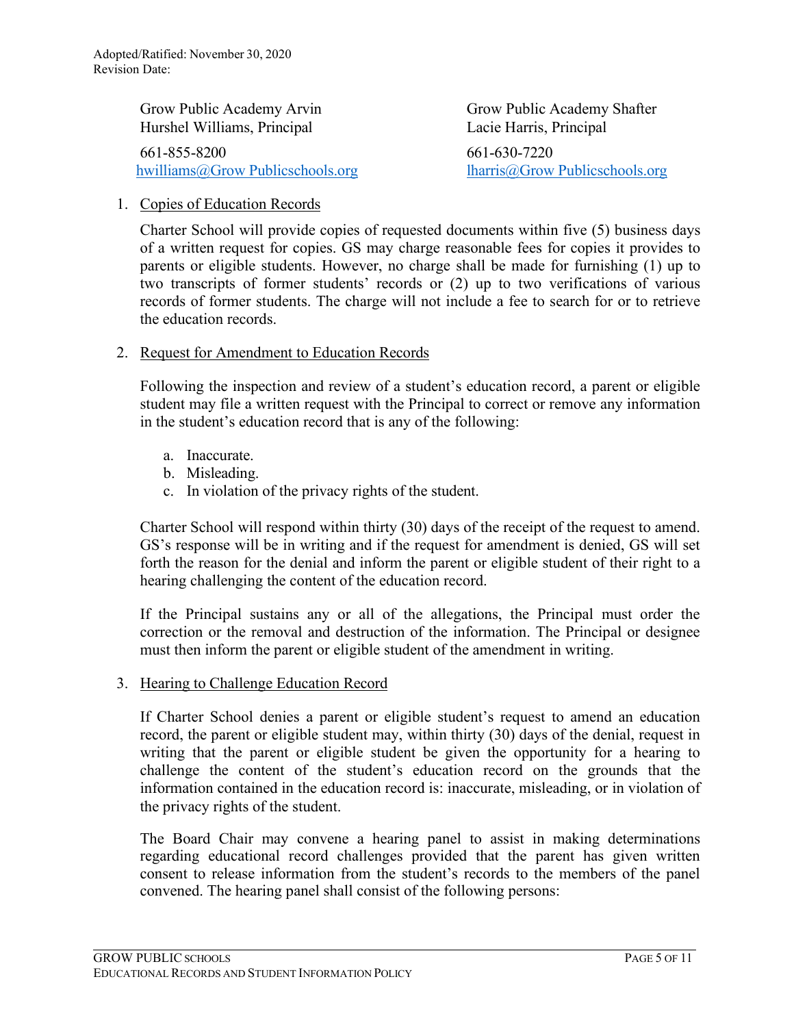Adopted/Ratified: November 30, 2020
Revision Date:

Grow Public Academy Arvin
Hurshel Williams, Principal
661-855-8200
hwilliams@Grow Publicschools.org

Grow Public Academy Shafter
Lacie Harris, Principal
661-630-7220
lharris@Grow Publicschools.org

1. Copies of Education Records

   Charter School will provide copies of requested documents within five (5) business days of a written request for copies. GS may charge reasonable fees for copies it provides to parents or eligible students. However, no charge shall be made for furnishing (1) up to two transcripts of former students' records or (2) up to two verifications of various records of former students. The charge will not include a fee to search for or to retrieve the education records.

2. Request for Amendment to Education Records

   Following the inspection and review of a student's education record, a parent or eligible student may file a written request with the Principal to correct or remove any information in the student's education record that is any of the following:

   a. Inaccurate.
   b. Misleading.
   c. In violation of the privacy rights of the student.

   Charter School will respond within thirty (30) days of the receipt of the request to amend. GS's response will be in writing and if the request for amendment is denied, GS will set forth the reason for the denial and inform the parent or eligible student of their right to a hearing challenging the content of the education record.

   If the Principal sustains any or all of the allegations, the Principal must order the correction or the removal and destruction of the information. The Principal or designee must then inform the parent or eligible student of the amendment in writing.

3. Hearing to Challenge Education Record

   If Charter School denies a parent or eligible student's request to amend an education record, the parent or eligible student may, within thirty (30) days of the denial, request in writing that the parent or eligible student be given the opportunity for a hearing to challenge the content of the student's education record on the grounds that the information contained in the education record is: inaccurate, misleading, or in violation of the privacy rights of the student.

   The Board Chair may convene a hearing panel to assist in making determinations regarding educational record challenges provided that the parent has given written consent to release information from the student's records to the members of the panel convened. The hearing panel shall consist of the following persons: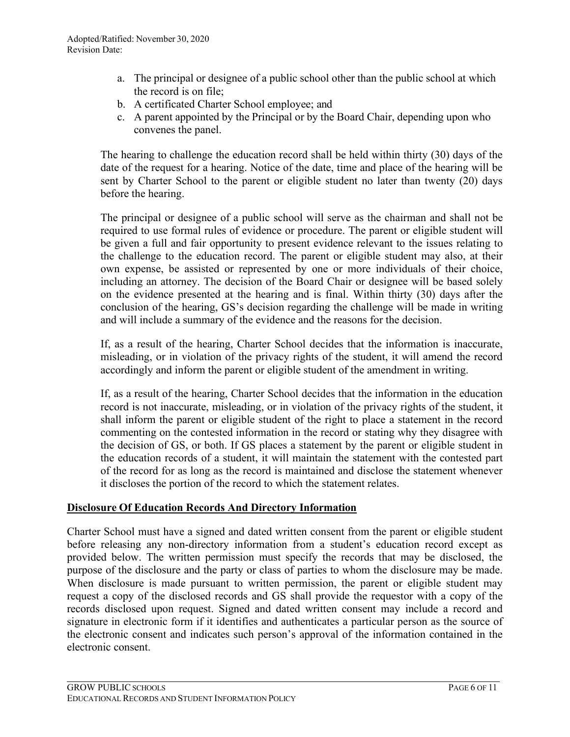a. The principal or designee of a public school other than the public school at which the record is on file;
b. A certificated Charter School employee; and
c. A parent appointed by the Principal or by the Board Chair, depending upon who convenes the panel.

The hearing to challenge the education record shall be held within thirty (30) days of the date of the request for a hearing. Notice of the date, time and place of the hearing will be sent by Charter School to the parent or eligible student no later than twenty (20) days before the hearing.

The principal or designee of a public school will serve as the chairman and shall not be required to use formal rules of evidence or procedure. The parent or eligible student will be given a full and fair opportunity to present evidence relevant to the issues relating to the challenge to the education record. The parent or eligible student may also, at their own expense, be assisted or represented by one or more individuals of their choice, including an attorney. The decision of the Board Chair or designee will be based solely on the evidence presented at the hearing and is final. Within thirty (30) days after the conclusion of the hearing, GS's decision regarding the challenge will be made in writing and will include a summary of the evidence and the reasons for the decision.

If, as a result of the hearing, Charter School decides that the information is inaccurate, misleading, or in violation of the privacy rights of the student, it will amend the record accordingly and inform the parent or eligible student of the amendment in writing.

If, as a result of the hearing, Charter School decides that the information in the education record is not inaccurate, misleading, or in violation of the privacy rights of the student, it shall inform the parent or eligible student of the right to place a statement in the record commenting on the contested information in the record or stating why they disagree with the decision of GS, or both. If GS places a statement by the parent or eligible student in the education records of a student, it will maintain the statement with the contested part of the record for as long as the record is maintained and disclose the statement whenever it discloses the portion of the record to which the statement relates.

## Disclosure Of Education Records And Directory Information

Charter School must have a signed and dated written consent from the parent or eligible student before releasing any non-directory information from a student's education record except as provided below. The written permission must specify the records that may be disclosed, the purpose of the disclosure and the party or class of parties to whom the disclosure may be made. When disclosure is made pursuant to written permission, the parent or eligible student may request a copy of the disclosed records and GS shall provide the requestor with a copy of the records disclosed upon request. Signed and dated written consent may include a record and signature in electronic form if it identifies and authenticates a particular person as the source of the electronic consent and indicates such person's approval of the information contained in the electronic consent.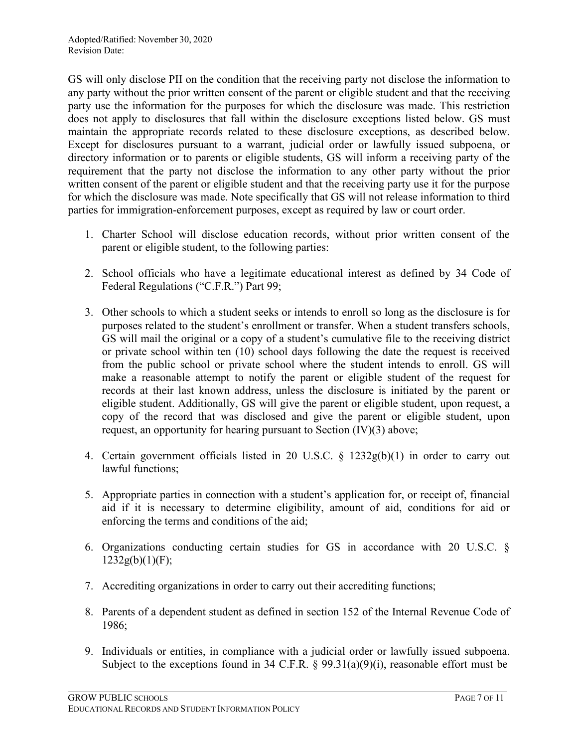Adopted/Ratified: November 30, 2020
Revision Date:

GS will only disclose PII on the condition that the receiving party not disclose the information to any party without the prior written consent of the parent or eligible student and that the receiving party use the information for the purposes for which the disclosure was made. This restriction does not apply to disclosures that fall within the disclosure exceptions listed below. GS must maintain the appropriate records related to these disclosure exceptions, as described below. Except for disclosures pursuant to a warrant, judicial order or lawfully issued subpoena, or directory information or to parents or eligible students, GS will inform a receiving party of the requirement that the party not disclose the information to any other party without the prior written consent of the parent or eligible student and that the receiving party use it for the purpose for which the disclosure was made. Note specifically that GS will not release information to third parties for immigration-enforcement purposes, except as required by law or court order.

1. Charter School will disclose education records, without prior written consent of the parent or eligible student, to the following parties:

2. School officials who have a legitimate educational interest as defined by 34 Code of Federal Regulations ("C.F.R.") Part 99;

3. Other schools to which a student seeks or intends to enroll so long as the disclosure is for purposes related to the student's enrollment or transfer. When a student transfers schools, GS will mail the original or a copy of a student's cumulative file to the receiving district or private school within ten (10) school days following the date the request is received from the public school or private school where the student intends to enroll. GS will make a reasonable attempt to notify the parent or eligible student of the request for records at their last known address, unless the disclosure is initiated by the parent or eligible student. Additionally, GS will give the parent or eligible student, upon request, a copy of the record that was disclosed and give the parent or eligible student, upon request, an opportunity for hearing pursuant to Section (IV)(3) above;

4. Certain government officials listed in 20 U.S.C. § 1232g(b)(1) in order to carry out lawful functions;

5. Appropriate parties in connection with a student's application for, or receipt of, financial aid if it is necessary to determine eligibility, amount of aid, conditions for aid or enforcing the terms and conditions of the aid;

6. Organizations conducting certain studies for GS in accordance with 20 U.S.C. § 1232g(b)(1)(F);

7. Accrediting organizations in order to carry out their accrediting functions;

8. Parents of a dependent student as defined in section 152 of the Internal Revenue Code of 1986;

9. Individuals or entities, in compliance with a judicial order or lawfully issued subpoena. Subject to the exceptions found in 34 C.F.R. § 99.31(a)(9)(i), reasonable effort must be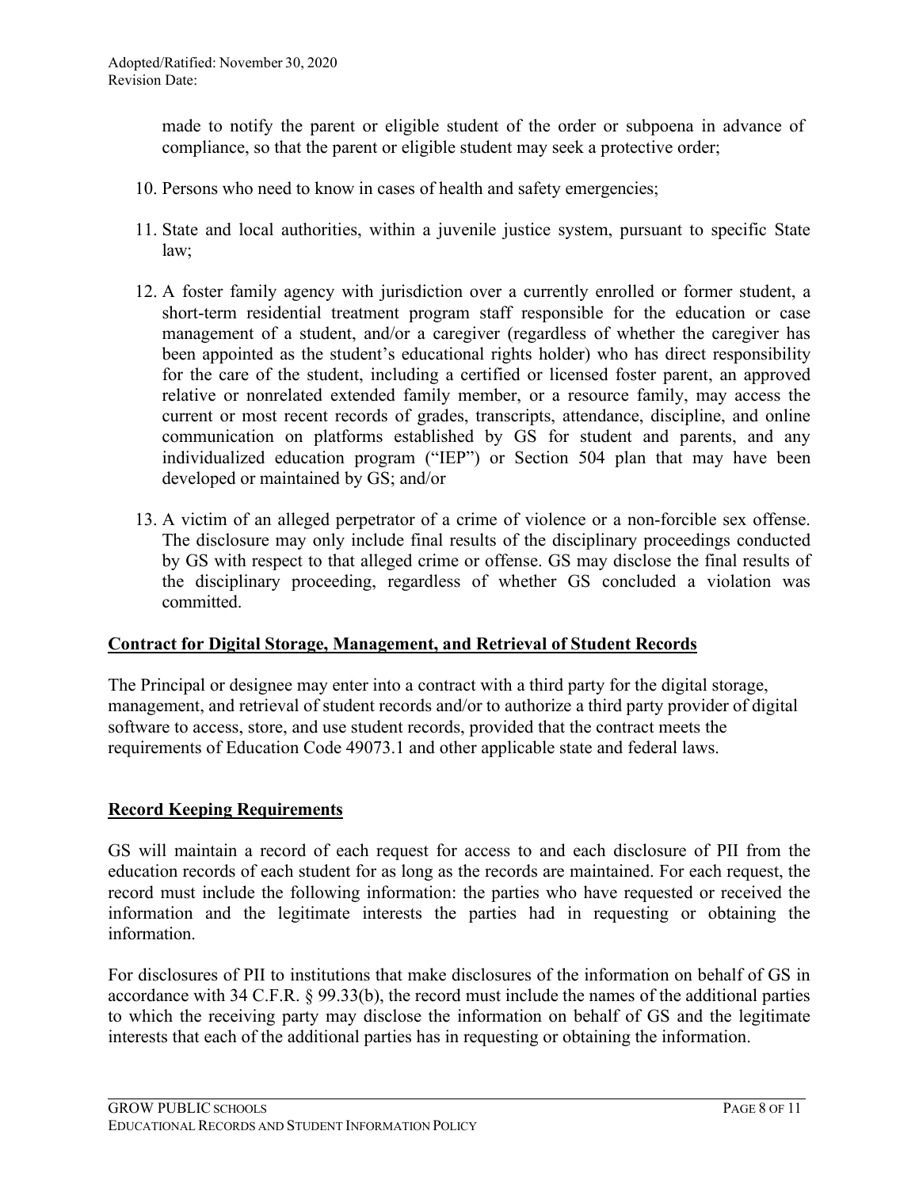made to notify the parent or eligible student of the order or subpoena in advance of compliance, so that the parent or eligible student may seek a protective order;

10. Persons who need to know in cases of health and safety emergencies;

11. State and local authorities, within a juvenile justice system, pursuant to specific State law;

12. A foster family agency with jurisdiction over a currently enrolled or former student, a short-term residential treatment program staff responsible for the education or case management of a student, and/or a caregiver (regardless of whether the caregiver has been appointed as the student's educational rights holder) who has direct responsibility for the care of the student, including a certified or licensed foster parent, an approved relative or nonrelated extended family member, or a resource family, may access the current or most recent records of grades, transcripts, attendance, discipline, and online communication on platforms established by GS for student and parents, and any individualized education program ("IEP") or Section 504 plan that may have been developed or maintained by GS; and/or

13. A victim of an alleged perpetrator of a crime of violence or a non-forcible sex offense. The disclosure may only include final results of the disciplinary proceedings conducted by GS with respect to that alleged crime or offense. GS may disclose the final results of the disciplinary proceeding, regardless of whether GS concluded a violation was committed.

## Contract for Digital Storage, Management, and Retrieval of Student Records

The Principal or designee may enter into a contract with a third party for the digital storage, management, and retrieval of student records and/or to authorize a third party provider of digital software to access, store, and use student records, provided that the contract meets the requirements of Education Code 49073.1 and other applicable state and federal laws.

## Record Keeping Requirements

GS will maintain a record of each request for access to and each disclosure of PII from the education records of each student for as long as the records are maintained. For each request, the record must include the following information: the parties who have requested or received the information and the legitimate interests the parties had in requesting or obtaining the information.

For disclosures of PII to institutions that make disclosures of the information on behalf of GS in accordance with 34 C.F.R. § 99.33(b), the record must include the names of the additional parties to which the receiving party may disclose the information on behalf of GS and the legitimate interests that each of the additional parties has in requesting or obtaining the information.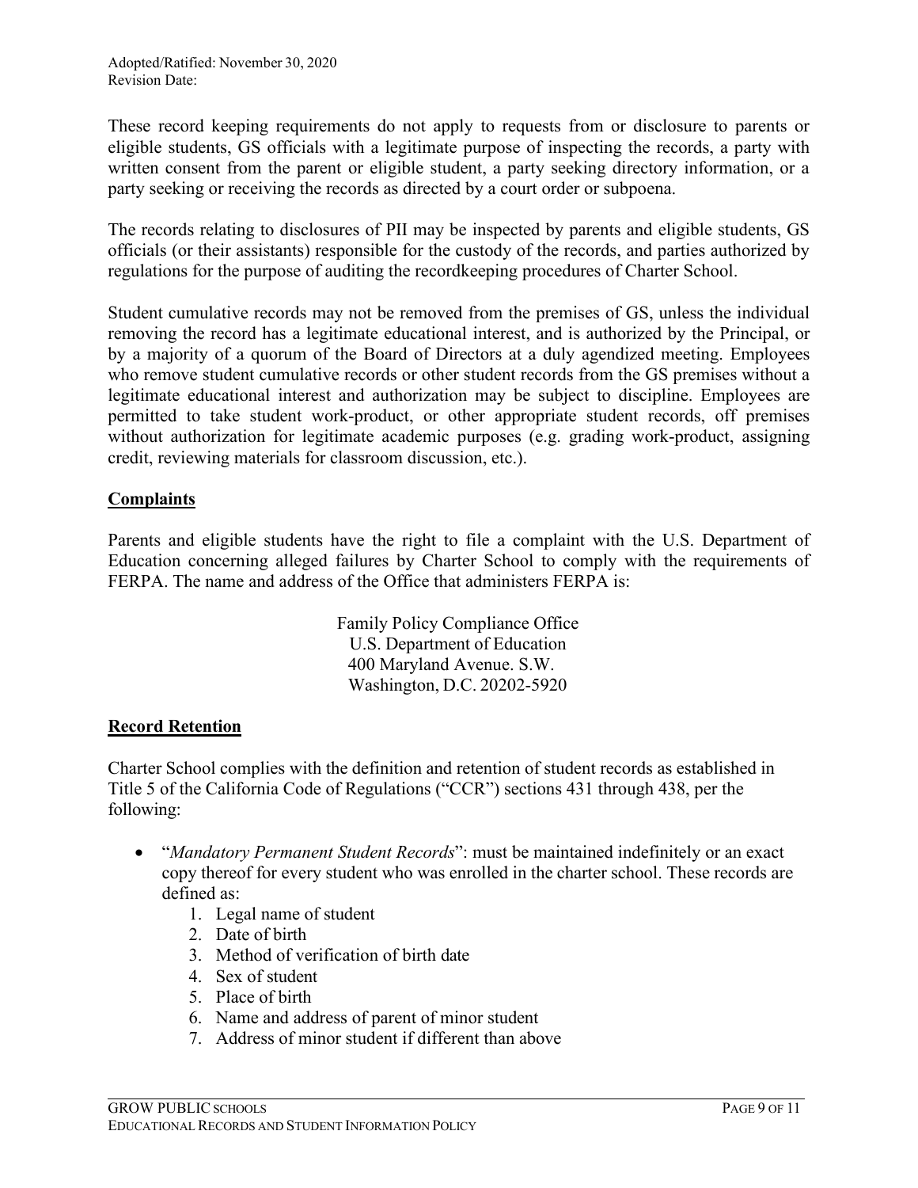These record keeping requirements do not apply to requests from or disclosure to parents or eligible students, GS officials with a legitimate purpose of inspecting the records, a party with written consent from the parent or eligible student, a party seeking directory information, or a party seeking or receiving the records as directed by a court order or subpoena.

The records relating to disclosures of PII may be inspected by parents and eligible students, GS officials (or their assistants) responsible for the custody of the records, and parties authorized by regulations for the purpose of auditing the recordkeeping procedures of Charter School.

Student cumulative records may not be removed from the premises of GS, unless the individual removing the record has a legitimate educational interest, and is authorized by the Principal, or by a majority of a quorum of the Board of Directors at a duly agendized meeting. Employees who remove student cumulative records or other student records from the GS premises without a legitimate educational interest and authorization may be subject to discipline. Employees are permitted to take student work-product, or other appropriate student records, off premises without authorization for legitimate academic purposes (e.g. grading work-product, assigning credit, reviewing materials for classroom discussion, etc.).

## Complaints

Parents and eligible students have the right to file a complaint with the U.S. Department of Education concerning alleged failures by Charter School to comply with the requirements of FERPA. The name and address of the Office that administers FERPA is:

Family Policy Compliance Office
U.S. Department of Education
400 Maryland Avenue. S.W.
Washington, D.C. 20202-5920

## Record Retention

Charter School complies with the definition and retention of student records as established in Title 5 of the California Code of Regulations ("CCR") sections 431 through 438, per the following:

- "*Mandatory Permanent Student Records*": must be maintained indefinitely or an exact copy thereof for every student who was enrolled in the charter school. These records are defined as:
    1. Legal name of student
    2. Date of birth
    3. Method of verification of birth date
    4. Sex of student
    5. Place of birth
    6. Name and address of parent of minor student
    7. Address of minor student if different than above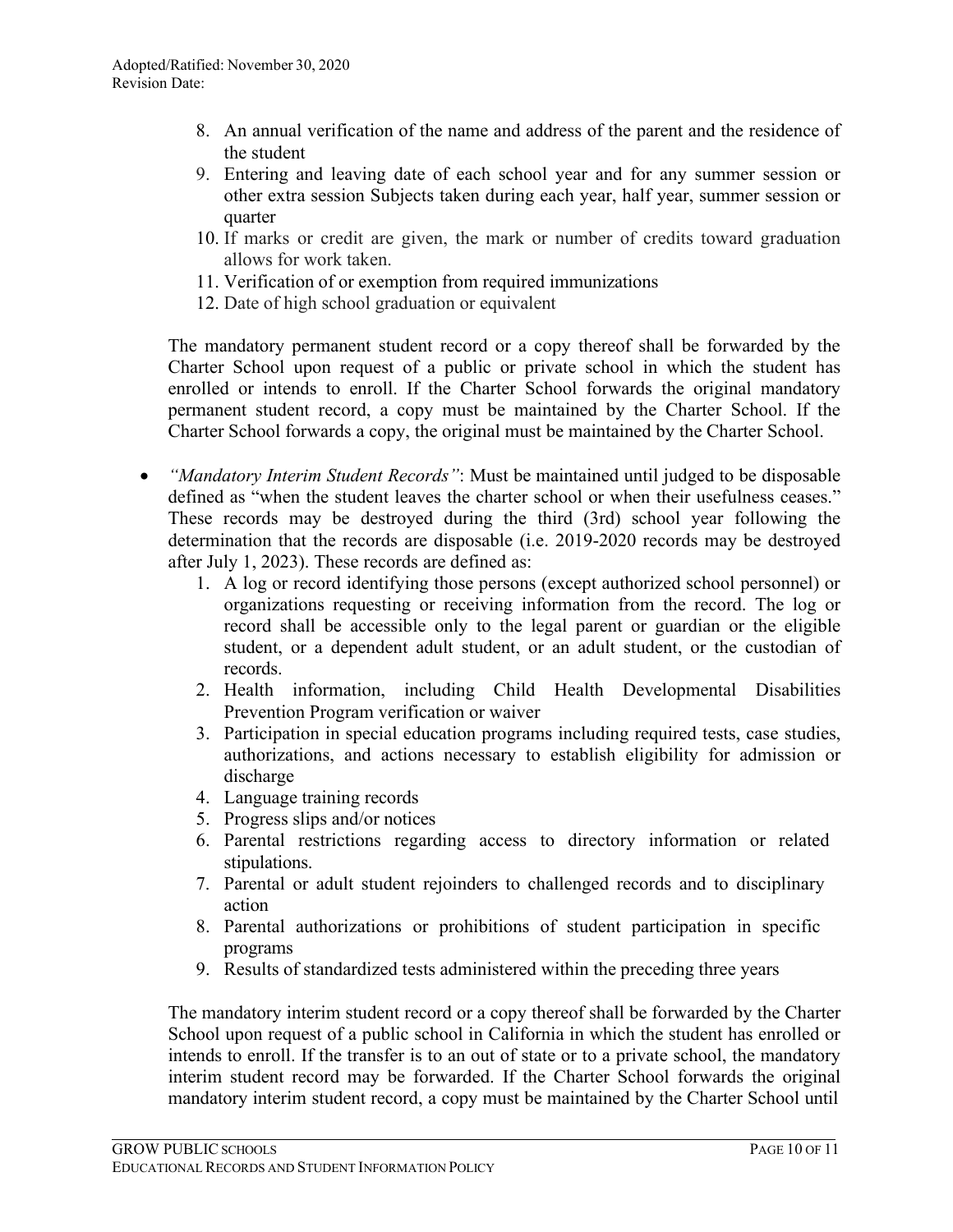8. An annual verification of the name and address of the parent and the residence of the student
9. Entering and leaving date of each school year and for any summer session or other extra session Subjects taken during each year, half year, summer session or quarter
10. If marks or credit are given, the mark or number of credits toward graduation allows for work taken.
11. Verification of or exemption from required immunizations
12. Date of high school graduation or equivalent

The mandatory permanent student record or a copy thereof shall be forwarded by the Charter School upon request of a public or private school in which the student has enrolled or intends to enroll. If the Charter School forwards the original mandatory permanent student record, a copy must be maintained by the Charter School. If the Charter School forwards a copy, the original must be maintained by the Charter School.

- *"Mandatory Interim Student Records"*: Must be maintained until judged to be disposable defined as "when the student leaves the charter school or when their usefulness ceases." These records may be destroyed during the third (3rd) school year following the determination that the records are disposable (i.e. 2019-2020 records may be destroyed after July 1, 2023). These records are defined as:
    1. A log or record identifying those persons (except authorized school personnel) or organizations requesting or receiving information from the record. The log or record shall be accessible only to the legal parent or guardian or the eligible student, or a dependent adult student, or an adult student, or the custodian of records.
    2. Health information, including Child Health Developmental Disabilities Prevention Program verification or waiver
    3. Participation in special education programs including required tests, case studies, authorizations, and actions necessary to establish eligibility for admission or discharge
    4. Language training records
    5. Progress slips and/or notices
    6. Parental restrictions regarding access to directory information or related stipulations.
    7. Parental or adult student rejoinders to challenged records and to disciplinary action
    8. Parental authorizations or prohibitions of student participation in specific programs
    9. Results of standardized tests administered within the preceding three years

  The mandatory interim student record or a copy thereof shall be forwarded by the Charter School upon request of a public school in California in which the student has enrolled or intends to enroll. If the transfer is to an out of state or to a private school, the mandatory interim student record may be forwarded. If the Charter School forwards the original mandatory interim student record, a copy must be maintained by the Charter School until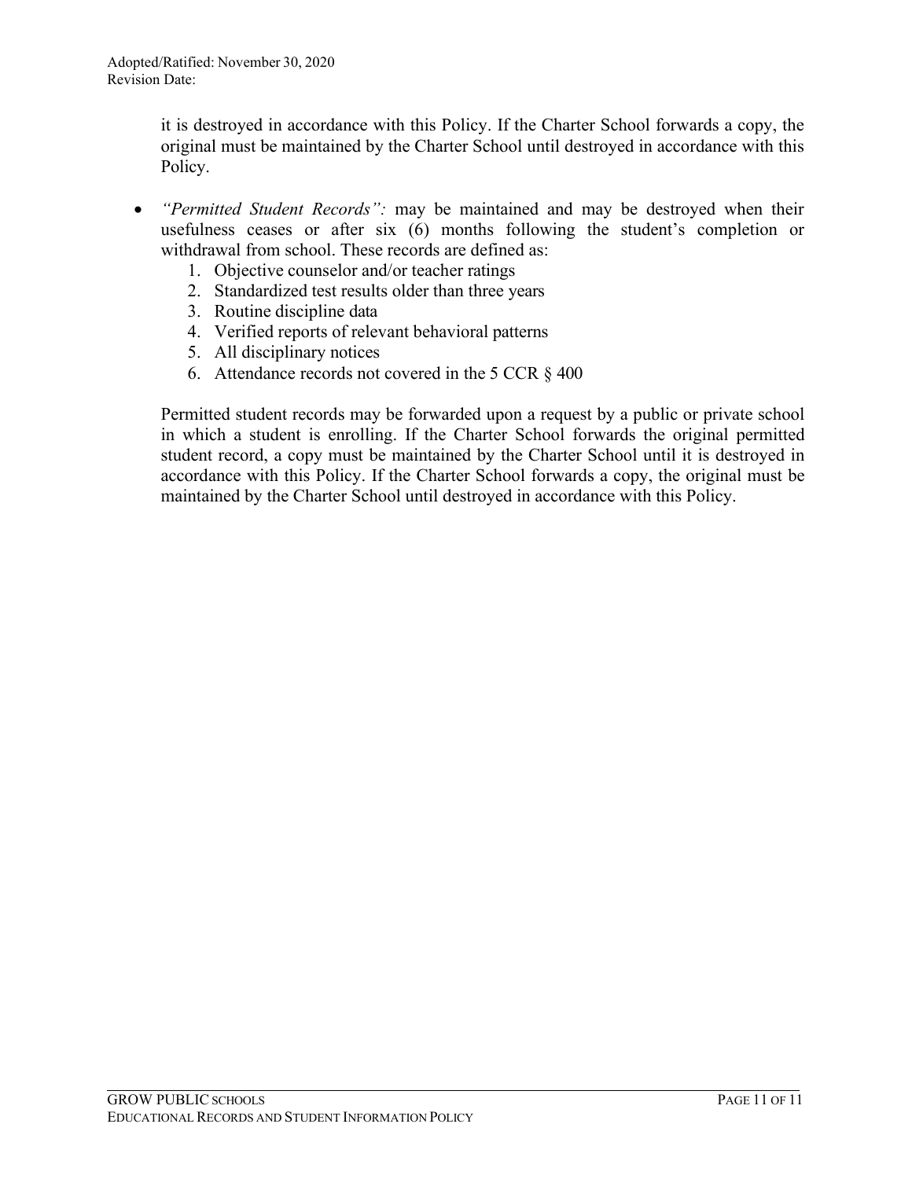it is destroyed in accordance with this Policy. If the Charter School forwards a copy, the original must be maintained by the Charter School until destroyed in accordance with this Policy.

- *"Permitted Student Records":* may be maintained and may be destroyed when their usefulness ceases or after six (6) months following the student's completion or withdrawal from school. These records are defined as:
  1. Objective counselor and/or teacher ratings
  2. Standardized test results older than three years
  3. Routine discipline data
  4. Verified reports of relevant behavioral patterns
  5. All disciplinary notices
  6. Attendance records not covered in the 5 CCR § 400

  Permitted student records may be forwarded upon a request by a public or private school in which a student is enrolling. If the Charter School forwards the original permitted student record, a copy must be maintained by the Charter School until it is destroyed in accordance with this Policy. If the Charter School forwards a copy, the original must be maintained by the Charter School until destroyed in accordance with this Policy.